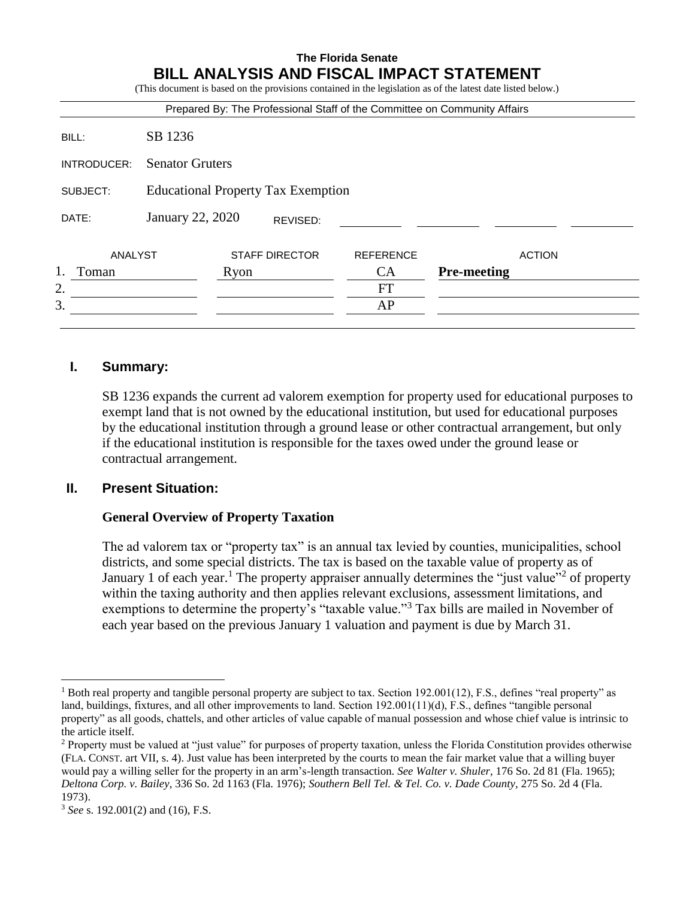**The Florida Senate**

# BILL ANALYSIS AND FISCAL IMPACT STATEMENT

(This document is based on the provisions contained in the legislation as of the latest date listed below.)

Prepared By: The Professional Staff of the Committee on Community Affairs

| | |
|---|---|
| BILL: | SB 1236 |
| INTRODUCER: | Senator Gruters |
| SUBJECT: | Educational Property Tax Exemption |
| DATE: | January 22, 2020 REVISED: |

| | ANALYST | STAFF DIRECTOR | REFERENCE | ACTION |
|---|---|---|---|---|
| 1. | Toman | Ryon | CA | **Pre-meeting** |
| 2. | | | FT | |
| 3. | | | AP | |

## I. Summary:

SB 1236 expands the current ad valorem exemption for property used for educational purposes to exempt land that is not owned by the educational institution, but used for educational purposes by the educational institution through a ground lease or other contractual arrangement, but only if the educational institution is responsible for the taxes owed under the ground lease or contractual arrangement.

## II. Present Situation:

### General Overview of Property Taxation

The ad valorem tax or "property tax" is an annual tax levied by counties, municipalities, school districts, and some special districts. The tax is based on the taxable value of property as of January 1 of each year.[1] The property appraiser annually determines the "just value"[2] of property within the taxing authority and then applies relevant exclusions, assessment limitations, and exemptions to determine the property's "taxable value."[3] Tax bills are mailed in November of each year based on the previous January 1 valuation and payment is due by March 31.

---

[1] Both real property and tangible personal property are subject to tax. Section 192.001(12), F.S., defines "real property" as land, buildings, fixtures, and all other improvements to land. Section 192.001(11)(d), F.S., defines "tangible personal property" as all goods, chattels, and other articles of value capable of manual possession and whose chief value is intrinsic to the article itself.

[2] Property must be valued at "just value" for purposes of property taxation, unless the Florida Constitution provides otherwise (FLA. CONST. art VII, s. 4). Just value has been interpreted by the courts to mean the fair market value that a willing buyer would pay a willing seller for the property in an arm's-length transaction. *See Walter v. Shuler,* 176 So. 2d 81 (Fla. 1965); *Deltona Corp. v. Bailey,* 336 So. 2d 1163 (Fla. 1976); *Southern Bell Tel. & Tel. Co. v. Dade County,* 275 So. 2d 4 (Fla. 1973).

[3] *See* s. 192.001(2) and (16), F.S.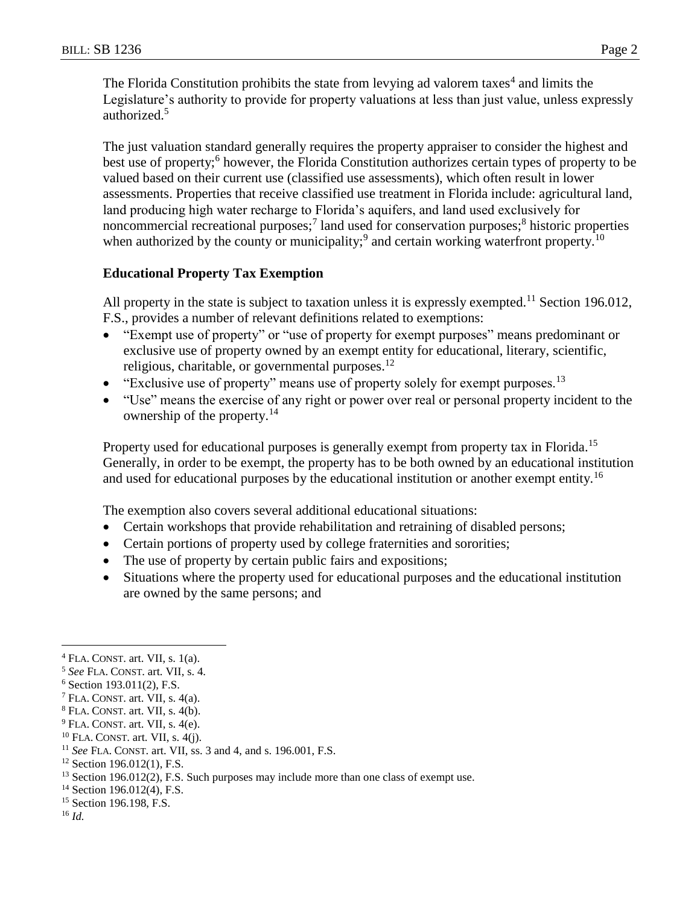The Florida Constitution prohibits the state from levying ad valorem taxes[4] and limits the Legislature's authority to provide for property valuations at less than just value, unless expressly authorized.[5]

The just valuation standard generally requires the property appraiser to consider the highest and best use of property;[6] however, the Florida Constitution authorizes certain types of property to be valued based on their current use (classified use assessments), which often result in lower assessments. Properties that receive classified use treatment in Florida include: agricultural land, land producing high water recharge to Florida's aquifers, and land used exclusively for noncommercial recreational purposes;[7] land used for conservation purposes;[8] historic properties when authorized by the county or municipality;[9] and certain working waterfront property.[10]

### Educational Property Tax Exemption

All property in the state is subject to taxation unless it is expressly exempted.[11] Section 196.012, F.S., provides a number of relevant definitions related to exemptions:

- "Exempt use of property" or "use of property for exempt purposes" means predominant or exclusive use of property owned by an exempt entity for educational, literary, scientific, religious, charitable, or governmental purposes.[12]
- "Exclusive use of property" means use of property solely for exempt purposes.[13]
- "Use" means the exercise of any right or power over real or personal property incident to the ownership of the property.[14]

Property used for educational purposes is generally exempt from property tax in Florida.[15] Generally, in order to be exempt, the property has to be both owned by an educational institution and used for educational purposes by the educational institution or another exempt entity.[16]

The exemption also covers several additional educational situations:

- Certain workshops that provide rehabilitation and retraining of disabled persons;
- Certain portions of property used by college fraternities and sororities;
- The use of property by certain public fairs and expositions;
- Situations where the property used for educational purposes and the educational institution are owned by the same persons; and

---

[4] FLA. CONST. art. VII, s. 1(a).
[5] *See* FLA. CONST. art. VII, s. 4.
[6] Section 193.011(2), F.S.
[7] FLA. CONST. art. VII, s. 4(a).
[8] FLA. CONST. art. VII, s. 4(b).
[9] FLA. CONST. art. VII, s. 4(e).
[10] FLA. CONST. art. VII, s. 4(j).
[11] *See* FLA. CONST. art. VII, ss. 3 and 4, and s. 196.001, F.S.
[12] Section 196.012(1), F.S.
[13] Section 196.012(2), F.S. Such purposes may include more than one class of exempt use.
[14] Section 196.012(4), F.S.
[15] Section 196.198, F.S.
[16] *Id.*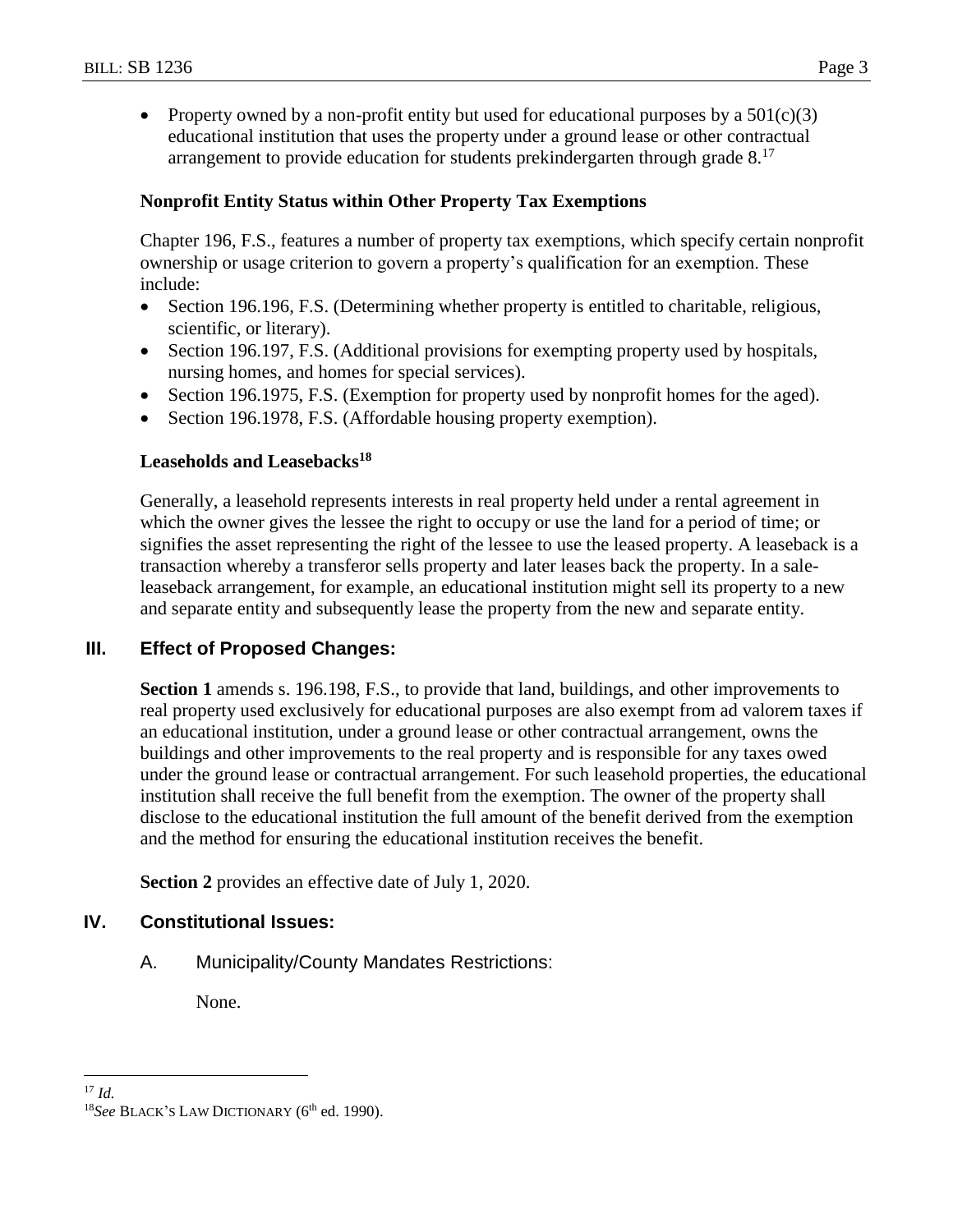- Property owned by a non-profit entity but used for educational purposes by a 501(c)(3) educational institution that uses the property under a ground lease or other contractual arrangement to provide education for students prekindergarten through grade 8.[17]

**Nonprofit Entity Status within Other Property Tax Exemptions**

Chapter 196, F.S., features a number of property tax exemptions, which specify certain nonprofit ownership or usage criterion to govern a property's qualification for an exemption. These include:

- Section 196.196, F.S. (Determining whether property is entitled to charitable, religious, scientific, or literary).
- Section 196.197, F.S. (Additional provisions for exempting property used by hospitals, nursing homes, and homes for special services).
- Section 196.1975, F.S. (Exemption for property used by nonprofit homes for the aged).
- Section 196.1978, F.S. (Affordable housing property exemption).

**Leaseholds and Leasebacks[18]**

Generally, a leasehold represents interests in real property held under a rental agreement in which the owner gives the lessee the right to occupy or use the land for a period of time; or signifies the asset representing the right of the lessee to use the leased property. A leaseback is a transaction whereby a transferor sells property and later leases back the property. In a sale-leaseback arrangement, for example, an educational institution might sell its property to a new and separate entity and subsequently lease the property from the new and separate entity.

## III. Effect of Proposed Changes:

**Section 1** amends s. 196.198, F.S., to provide that land, buildings, and other improvements to real property used exclusively for educational purposes are also exempt from ad valorem taxes if an educational institution, under a ground lease or other contractual arrangement, owns the buildings and other improvements to the real property and is responsible for any taxes owed under the ground lease or contractual arrangement. For such leasehold properties, the educational institution shall receive the full benefit from the exemption. The owner of the property shall disclose to the educational institution the full amount of the benefit derived from the exemption and the method for ensuring the educational institution receives the benefit.

**Section 2** provides an effective date of July 1, 2020.

## IV. Constitutional Issues:

A. Municipality/County Mandates Restrictions:

None.

---

[17] *Id.*

[18] *See* BLACK'S LAW DICTIONARY (6th ed. 1990).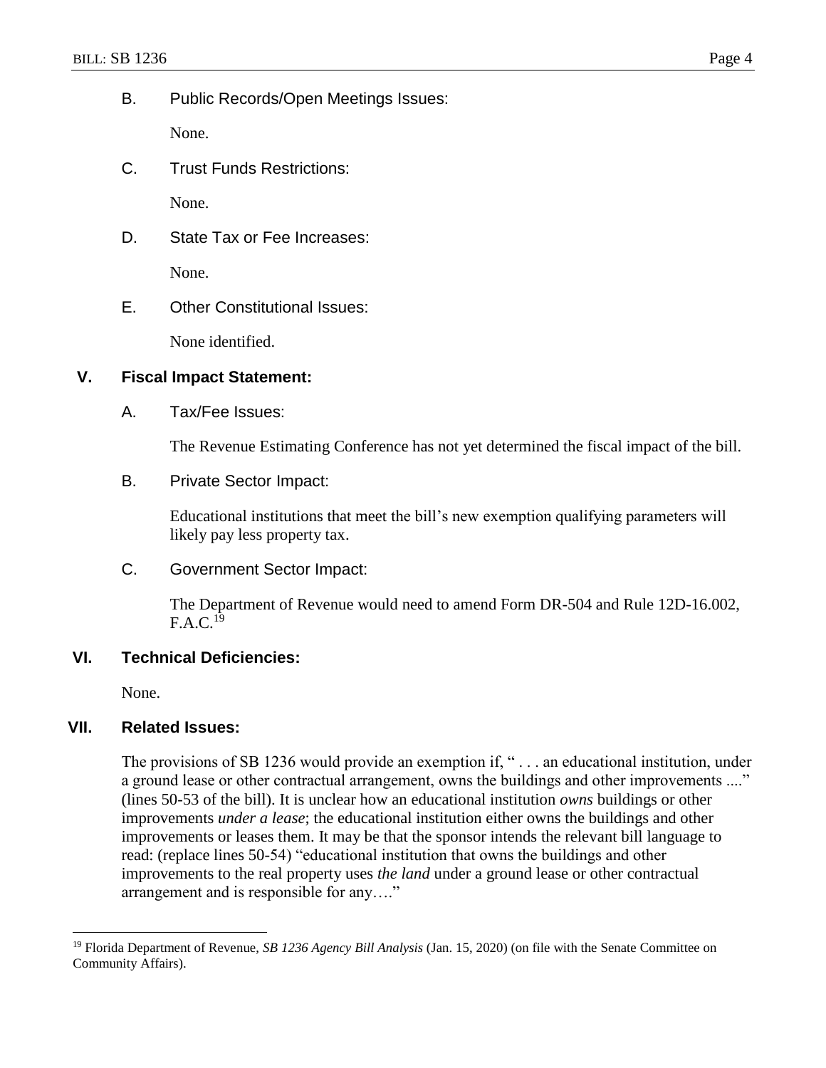B. Public Records/Open Meetings Issues:

None.

C. Trust Funds Restrictions:

None.

D. State Tax or Fee Increases:

None.

E. Other Constitutional Issues:

None identified.

## V. Fiscal Impact Statement:

A. Tax/Fee Issues:

The Revenue Estimating Conference has not yet determined the fiscal impact of the bill.

B. Private Sector Impact:

Educational institutions that meet the bill's new exemption qualifying parameters will likely pay less property tax.

C. Government Sector Impact:

The Department of Revenue would need to amend Form DR-504 and Rule 12D-16.002, F.A.C.[19]

## VI. Technical Deficiencies:

None.

## VII. Related Issues:

The provisions of SB 1236 would provide an exemption if, " . . . an educational institution, under a ground lease or other contractual arrangement, owns the buildings and other improvements ...." (lines 50-53 of the bill). It is unclear how an educational institution *owns* buildings or other improvements *under a lease*; the educational institution either owns the buildings and other improvements or leases them. It may be that the sponsor intends the relevant bill language to read: (replace lines 50-54) "educational institution that owns the buildings and other improvements to the real property uses *the land* under a ground lease or other contractual arrangement and is responsible for any…."

---

[19] Florida Department of Revenue, *SB 1236 Agency Bill Analysis* (Jan. 15, 2020) (on file with the Senate Committee on Community Affairs).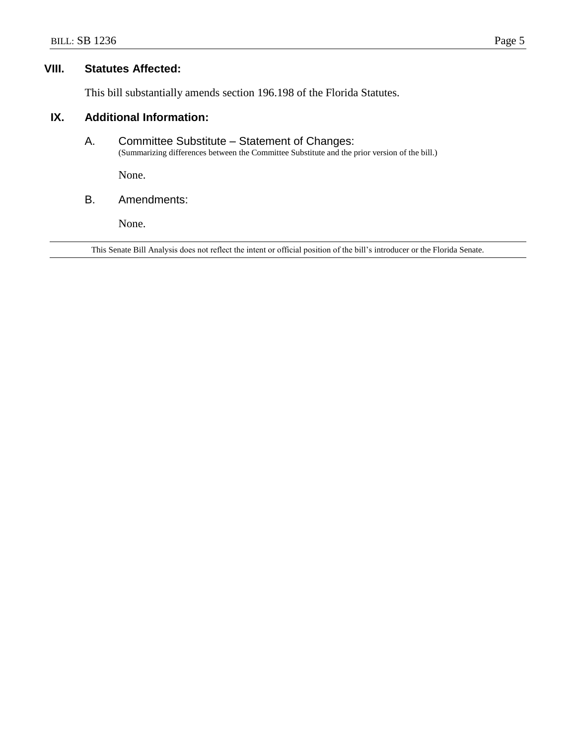## VIII. Statutes Affected:

This bill substantially amends section 196.198 of the Florida Statutes.

## IX. Additional Information:

### A. Committee Substitute – Statement of Changes:

(Summarizing differences between the Committee Substitute and the prior version of the bill.)

None.

### B. Amendments:

None.

This Senate Bill Analysis does not reflect the intent or official position of the bill's introducer or the Florida Senate.